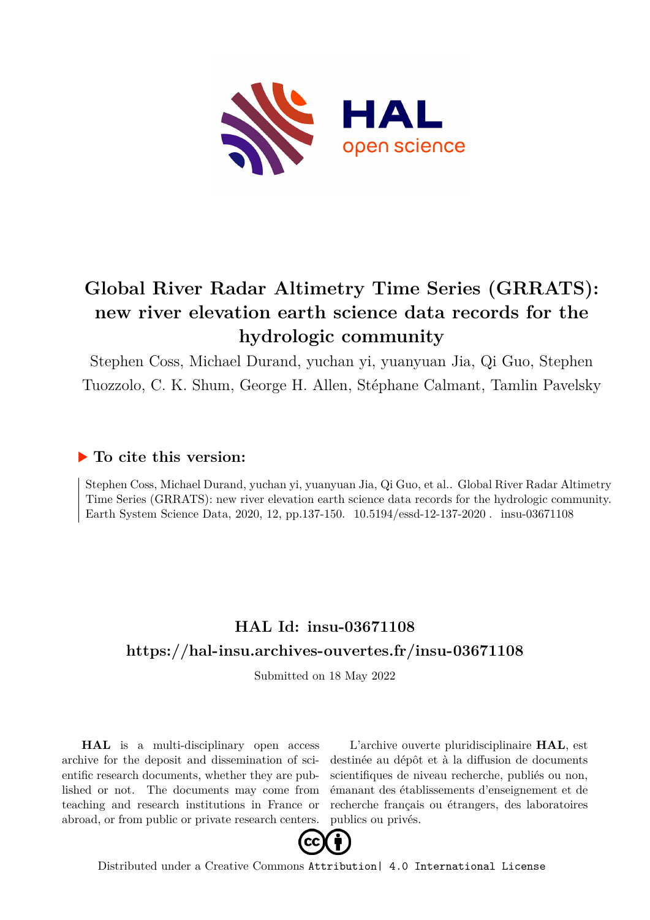# Global River Radar Altimetry Time Series (GRRATS): new river elevation earth science data records for the hydrologic community

Stephen Coss, Michael Durand, yuchan yi, yuanyuan Jia, Qi Guo, Stephen Tuozzolo, C. K. Shum, George H. Allen, Stéphane Calmant, Tamlin Pavelsky

## ▶ To cite this version:

Stephen Coss, Michael Durand, yuchan yi, yuanyuan Jia, Qi Guo, et al.. Global River Radar Altimetry Time Series (GRRATS): new river elevation earth science data records for the hydrologic community. Earth System Science Data, 2020, 12, pp.137-150. 10.5194/essd-12-137-2020 . insu-03671108

## HAL Id: insu-03671108

## https://hal-insu.archives-ouvertes.fr/insu-03671108

Submitted on 18 May 2022

**HAL** is a multi-disciplinary open access archive for the deposit and dissemination of scientific research documents, whether they are published or not. The documents may come from teaching and research institutions in France or abroad, or from public or private research centers.

L'archive ouverte pluridisciplinaire **HAL**, est destinée au dépôt et à la diffusion de documents scientifiques de niveau recherche, publiés ou non, émanant des établissements d'enseignement et de recherche français ou étrangers, des laboratoires publics ou privés.

Distributed under a Creative Commons Attribution| 4.0 International License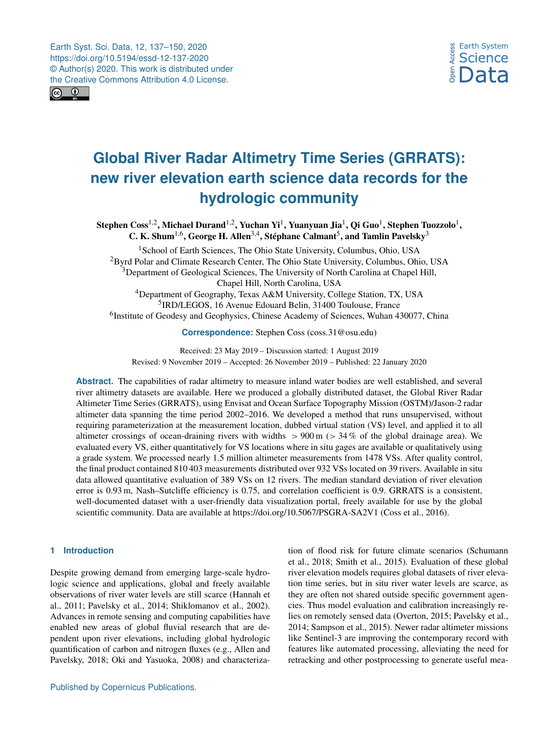# Global River Radar Altimetry Time Series (GRRATS): new river elevation earth science data records for the hydrologic community

**Stephen Coss[1,2], Michael Durand[1,2], Yuchan Yi[1], Yuanyuan Jia[1], Qi Guo[1], Stephen Tuozzolo[1], C. K. Shum[1,6], George H. Allen[3,4], Stéphane Calmant[5], and Tamlin Pavelsky[3]**

[1]School of Earth Sciences, The Ohio State University, Columbus, Ohio, USA
[2]Byrd Polar and Climate Research Center, The Ohio State University, Columbus, Ohio, USA
[3]Department of Geological Sciences, The University of North Carolina at Chapel Hill, Chapel Hill, North Carolina, USA
[4]Department of Geography, Texas A&M University, College Station, TX, USA
[5]IRD/LEGOS, 16 Avenue Edouard Belin, 31400 Toulouse, France
[6]Institute of Geodesy and Geophysics, Chinese Academy of Sciences, Wuhan 430077, China

**Correspondence:** Stephen Coss (coss.31@osu.edu)

Received: 23 May 2019 – Discussion started: 1 August 2019
Revised: 9 November 2019 – Accepted: 26 November 2019 – Published: 22 January 2020

**Abstract.** The capabilities of radar altimetry to measure inland water bodies are well established, and several river altimetry datasets are available. Here we produced a globally distributed dataset, the Global River Radar Altimeter Time Series (GRRATS), using Envisat and Ocean Surface Topography Mission (OSTM)/Jason-2 radar altimeter data spanning the time period 2002–2016. We developed a method that runs unsupervised, without requiring parameterization at the measurement location, dubbed virtual station (VS) level, and applied it to all altimeter crossings of ocean-draining rivers with widths $> 900$ m ($> 34\,\%$ of the global drainage area). We evaluated every VS, either quantitatively for VS locations where in situ gages are available or qualitatively using a grade system. We processed nearly 1.5 million altimeter measurements from 1478 VSs. After quality control, the final product contained 810 403 measurements distributed over 932 VSs located on 39 rivers. Available in situ data allowed quantitative evaluation of 389 VSs on 12 rivers. The median standard deviation of river elevation error is 0.93 m, Nash–Sutcliffe efficiency is 0.75, and correlation coefficient is 0.9. GRRATS is a consistent, well-documented dataset with a user-friendly data visualization portal, freely available for use by the global scientific community. Data are available at https://doi.org/10.5067/PSGRA-SA2V1 (Coss et al., 2016).

## 1 Introduction

Despite growing demand from emerging large-scale hydrologic science and applications, global and freely available observations of river water levels are still scarce (Hannah et al., 2011; Pavelsky et al., 2014; Shiklomanov et al., 2002). Advances in remote sensing and computing capabilities have enabled new areas of global fluvial research that are dependent upon river elevations, including global hydrologic quantification of carbon and nitrogen fluxes (e.g., Allen and Pavelsky, 2018; Oki and Yasuoka, 2008) and characterization of flood risk for future climate scenarios (Schumann et al., 2018; Smith et al., 2015). Evaluation of these global river elevation models requires global datasets of river elevation time series, but in situ river water levels are scarce, as they are often not shared outside specific government agencies. Thus model evaluation and calibration increasingly relies on remotely sensed data (Overton, 2015; Pavelsky et al., 2014; Sampson et al., 2015). Newer radar altimeter missions like Sentinel-3 are improving the contemporary record with features like automated processing, alleviating the need for retracking and other postprocessing to generate useful mea-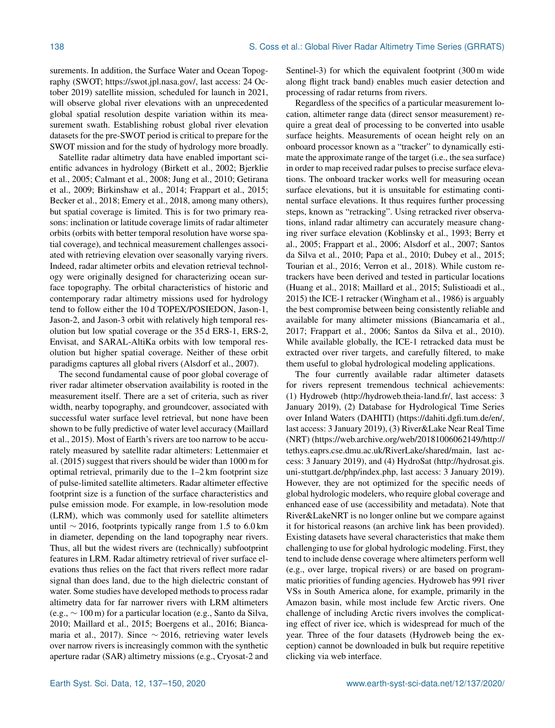surements. In addition, the Surface Water and Ocean Topography (SWOT; https://swot.jpl.nasa.gov/, last access: 24 October 2019) satellite mission, scheduled for launch in 2021, will observe global river elevations with an unprecedented global spatial resolution despite variation within its measurement swath. Establishing robust global river elevation datasets for the pre-SWOT period is critical to prepare for the SWOT mission and for the study of hydrology more broadly.

Satellite radar altimetry data have enabled important scientific advances in hydrology (Birkett et al., 2002; Bjerklie et al., 2005; Calmant et al., 2008; Jung et al., 2010; Getirana et al., 2009; Birkinshaw et al., 2014; Frappart et al., 2015; Becker et al., 2018; Emery et al., 2018, among many others), but spatial coverage is limited. This is for two primary reasons: inclination or latitude coverage limits of radar altimeter orbits (orbits with better temporal resolution have worse spatial coverage), and technical measurement challenges associated with retrieving elevation over seasonally varying rivers. Indeed, radar altimeter orbits and elevation retrieval technology were originally designed for characterizing ocean surface topography. The orbital characteristics of historic and contemporary radar altimetry missions used for hydrology tend to follow either the 10 d TOPEX/POSIEDON, Jason-1, Jason-2, and Jason-3 orbit with relatively high temporal resolution but low spatial coverage or the 35 d ERS-1, ERS-2, Envisat, and SARAL-AltiKa orbits with low temporal resolution but higher spatial coverage. Neither of these orbit paradigms captures all global rivers (Alsdorf et al., 2007).

The second fundamental cause of poor global coverage of river radar altimeter observation availability is rooted in the measurement itself. There are a set of criteria, such as river width, nearby topography, and groundcover, associated with successful water surface level retrieval, but none have been shown to be fully predictive of water level accuracy (Maillard et al., 2015). Most of Earth's rivers are too narrow to be accurately measured by satellite radar altimeters: Lettenmaier et al. (2015) suggest that rivers should be wider than 1000 m for optimal retrieval, primarily due to the 1–2 km footprint size of pulse-limited satellite altimeters. Radar altimeter effective footprint size is a function of the surface characteristics and pulse emission mode. For example, in low-resolution mode (LRM), which was commonly used for satellite altimeters until $\sim$ 2016, footprints typically range from 1.5 to 6.0 km in diameter, depending on the land topography near rivers. Thus, all but the widest rivers are (technically) subfootprint features in LRM. Radar altimetry retrieval of river surface elevations thus relies on the fact that rivers reflect more radar signal than does land, due to the high dielectric constant of water. Some studies have developed methods to process radar altimetry data for far narrower rivers with LRM altimeters (e.g., $\sim$ 100 m) for a particular location (e.g., Santo da Silva, 2010; Maillard et al., 2015; Boergens et al., 2016; Biancamaria et al., 2017). Since $\sim$ 2016, retrieving water levels over narrow rivers is increasingly common with the synthetic aperture radar (SAR) altimetry missions (e.g., Cryosat-2 and Sentinel-3) for which the equivalent footprint (300 m wide along flight track band) enables much easier detection and processing of radar returns from rivers.

Regardless of the specifics of a particular measurement location, altimeter range data (direct sensor measurement) require a great deal of processing to be converted into usable surface heights. Measurements of ocean height rely on an onboard processor known as a "tracker" to dynamically estimate the approximate range of the target (i.e., the sea surface) in order to map received radar pulses to precise surface elevations. The onboard tracker works well for measuring ocean surface elevations, but it is unsuitable for estimating continental surface elevations. It thus requires further processing steps, known as "retracking". Using retracked river observations, inland radar altimetry can accurately measure changing river surface elevation (Koblinsky et al., 1993; Berry et al., 2005; Frappart et al., 2006; Alsdorf et al., 2007; Santos da Silva et al., 2010; Papa et al., 2010; Dubey et al., 2015; Tourian et al., 2016; Verron et al., 2018). While custom retrackers have been derived and tested in particular locations (Huang et al., 2018; Maillard et al., 2015; Sulistioadi et al., 2015) the ICE-1 retracker (Wingham et al., 1986) is arguably the best compromise between being consistently reliable and available for many altimeter missions (Biancamaria et al., 2017; Frappart et al., 2006; Santos da Silva et al., 2010). While available globally, the ICE-1 retracked data must be extracted over river targets, and carefully filtered, to make them useful to global hydrological modeling applications.

The four currently available radar altimeter datasets for rivers represent tremendous technical achievements: (1) Hydroweb (http://hydroweb.theia-land.fr/, last access: 3 January 2019), (2) Database for Hydrological Time Series over Inland Waters (DAHITI) (https://dahiti.dgfi.tum.de/en/, last access: 3 January 2019), (3) River&Lake Near Real Time (NRT) (https://web.archive.org/web/20181006062149/http://tethys.eaprs.cse.dmu.ac.uk/RiverLake/shared/main, last access: 3 January 2019), and (4) HydroSat (http://hydrosat.gis.uni-stuttgart.de/php/index.php, last access: 3 January 2019). However, they are not optimized for the specific needs of global hydrologic modelers, who require global coverage and enhanced ease of use (accessibility and metadata). Note that River&LakeNRT is no longer online but we compare against it for historical reasons (an archive link has been provided). Existing datasets have several characteristics that make them challenging to use for global hydrologic modeling. First, they tend to include dense coverage where altimeters perform well (e.g., over large, tropical rivers) or are based on programmatic priorities of funding agencies. Hydroweb has 991 river VSs in South America alone, for example, primarily in the Amazon basin, while most include few Arctic rivers. One challenge of including Arctic rivers involves the complicating effect of river ice, which is widespread for much of the year. Three of the four datasets (Hydroweb being the exception) cannot be downloaded in bulk but require repetitive clicking via web interface.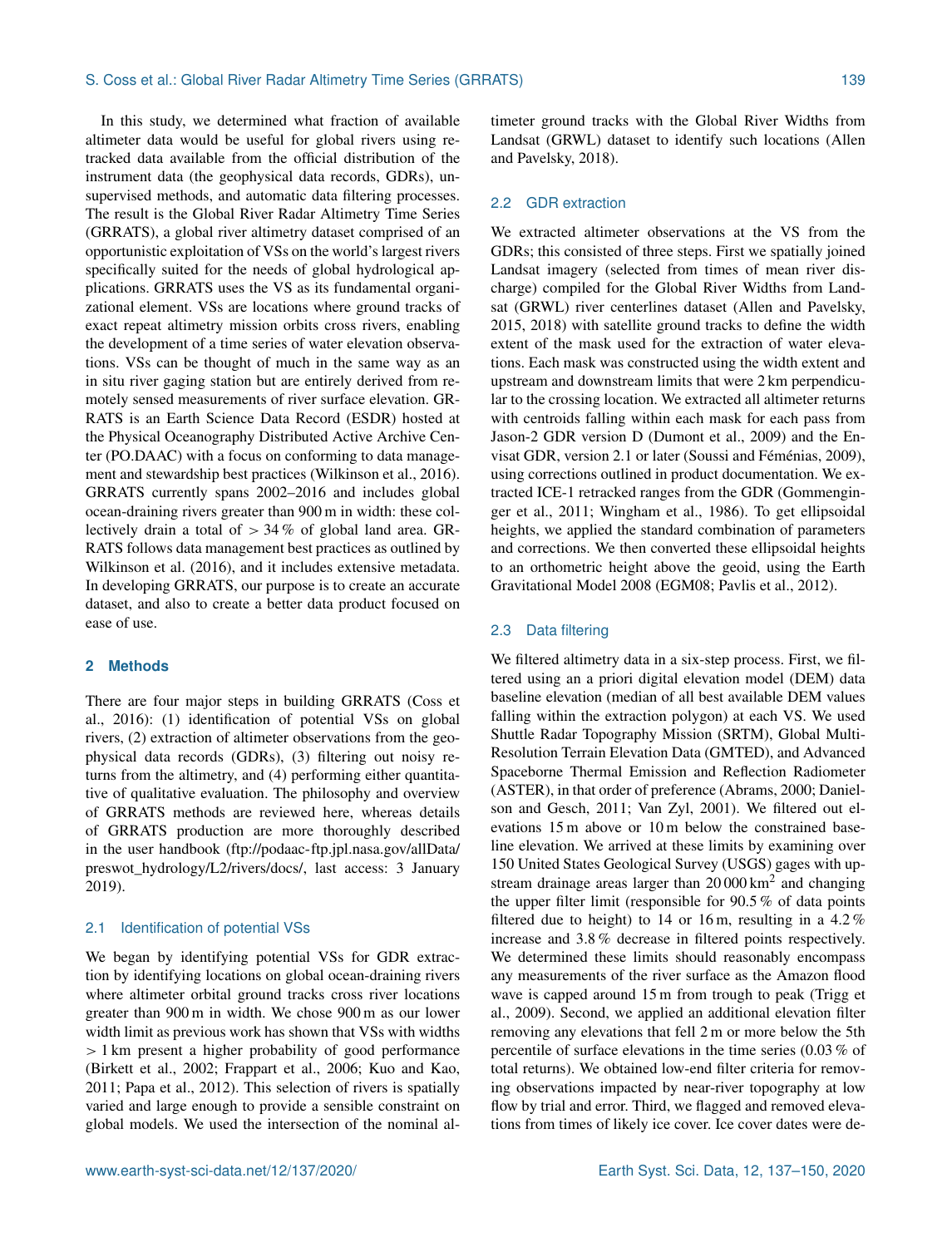In this study, we determined what fraction of available altimeter data would be useful for global rivers using retracked data available from the official distribution of the instrument data (the geophysical data records, GDRs), unsupervised methods, and automatic data filtering processes. The result is the Global River Radar Altimetry Time Series (GRRATS), a global river altimetry dataset comprised of an opportunistic exploitation of VSs on the world's largest rivers specifically suited for the needs of global hydrological applications. GRRATS uses the VS as its fundamental organizational element. VSs are locations where ground tracks of exact repeat altimetry mission orbits cross rivers, enabling the development of a time series of water elevation observations. VSs can be thought of much in the same way as an in situ river gaging station but are entirely derived from remotely sensed measurements of river surface elevation. GRRATS is an Earth Science Data Record (ESDR) hosted at the Physical Oceanography Distributed Active Archive Center (PO.DAAC) with a focus on conforming to data management and stewardship best practices (Wilkinson et al., 2016). GRRATS currently spans 2002–2016 and includes global ocean-draining rivers greater than 900 m in width: these collectively drain a total of $> 34\,\%$ of global land area. GRRATS follows data management best practices as outlined by Wilkinson et al. (2016), and it includes extensive metadata. In developing GRRATS, our purpose is to create an accurate dataset, and also to create a better data product focused on ease of use.

## 2 Methods

There are four major steps in building GRRATS (Coss et al., 2016): (1) identification of potential VSs on global rivers, (2) extraction of altimeter observations from the geophysical data records (GDRs), (3) filtering out noisy returns from the altimetry, and (4) performing either quantitative of qualitative evaluation. The philosophy and overview of GRRATS methods are reviewed here, whereas details of GRRATS production are more thoroughly described in the user handbook (ftp://podaac-ftp.jpl.nasa.gov/allData/preswot_hydrology/L2/rivers/docs/, last access: 3 January 2019).

### 2.1 Identification of potential VSs

We began by identifying potential VSs for GDR extraction by identifying locations on global ocean-draining rivers where altimeter orbital ground tracks cross river locations greater than 900 m in width. We chose 900 m as our lower width limit as previous work has shown that VSs with widths $> 1$ km present a higher probability of good performance (Birkett et al., 2002; Frappart et al., 2006; Kuo and Kao, 2011; Papa et al., 2012). This selection of rivers is spatially varied and large enough to provide a sensible constraint on global models. We used the intersection of the nominal altimeter ground tracks with the Global River Widths from Landsat (GRWL) dataset to identify such locations (Allen and Pavelsky, 2018).

### 2.2 GDR extraction

We extracted altimeter observations at the VS from the GDRs; this consisted of three steps. First we spatially joined Landsat imagery (selected from times of mean river discharge) compiled for the Global River Widths from Landsat (GRWL) river centerlines dataset (Allen and Pavelsky, 2015, 2018) with satellite ground tracks to define the width extent of the mask used for the extraction of water elevations. Each mask was constructed using the width extent and upstream and downstream limits that were 2 km perpendicular to the crossing location. We extracted all altimeter returns with centroids falling within each mask for each pass from Jason-2 GDR version D (Dumont et al., 2009) and the Envisat GDR, version 2.1 or later (Soussi and Féménias, 2009), using corrections outlined in product documentation. We extracted ICE-1 retracked ranges from the GDR (Gommenginger et al., 2011; Wingham et al., 1986). To get ellipsoidal heights, we applied the standard combination of parameters and corrections. We then converted these ellipsoidal heights to an orthometric height above the geoid, using the Earth Gravitational Model 2008 (EGM08; Pavlis et al., 2012).

### 2.3 Data filtering

We filtered altimetry data in a six-step process. First, we filtered using an a priori digital elevation model (DEM) data baseline elevation (median of all best available DEM values falling within the extraction polygon) at each VS. We used Shuttle Radar Topography Mission (SRTM), Global Multi-Resolution Terrain Elevation Data (GMTED), and Advanced Spaceborne Thermal Emission and Reflection Radiometer (ASTER), in that order of preference (Abrams, 2000; Danielson and Gesch, 2011; Van Zyl, 2001). We filtered out elevations 15 m above or 10 m below the constrained baseline elevation. We arrived at these limits by examining over 150 United States Geological Survey (USGS) gages with upstream drainage areas larger than 20 000 $km^2$ and changing the upper filter limit (responsible for 90.5 % of data points filtered due to height) to 14 or 16 m, resulting in a 4.2 % increase and 3.8 % decrease in filtered points respectively. We determined these limits should reasonably encompass any measurements of the river surface as the Amazon flood wave is capped around 15 m from trough to peak (Trigg et al., 2009). Second, we applied an additional elevation filter removing any elevations that fell 2 m or more below the 5th percentile of surface elevations in the time series (0.03 % of total returns). We obtained low-end filter criteria for removing observations impacted by near-river topography at low flow by trial and error. Third, we flagged and removed elevations from times of likely ice cover. Ice cover dates were de-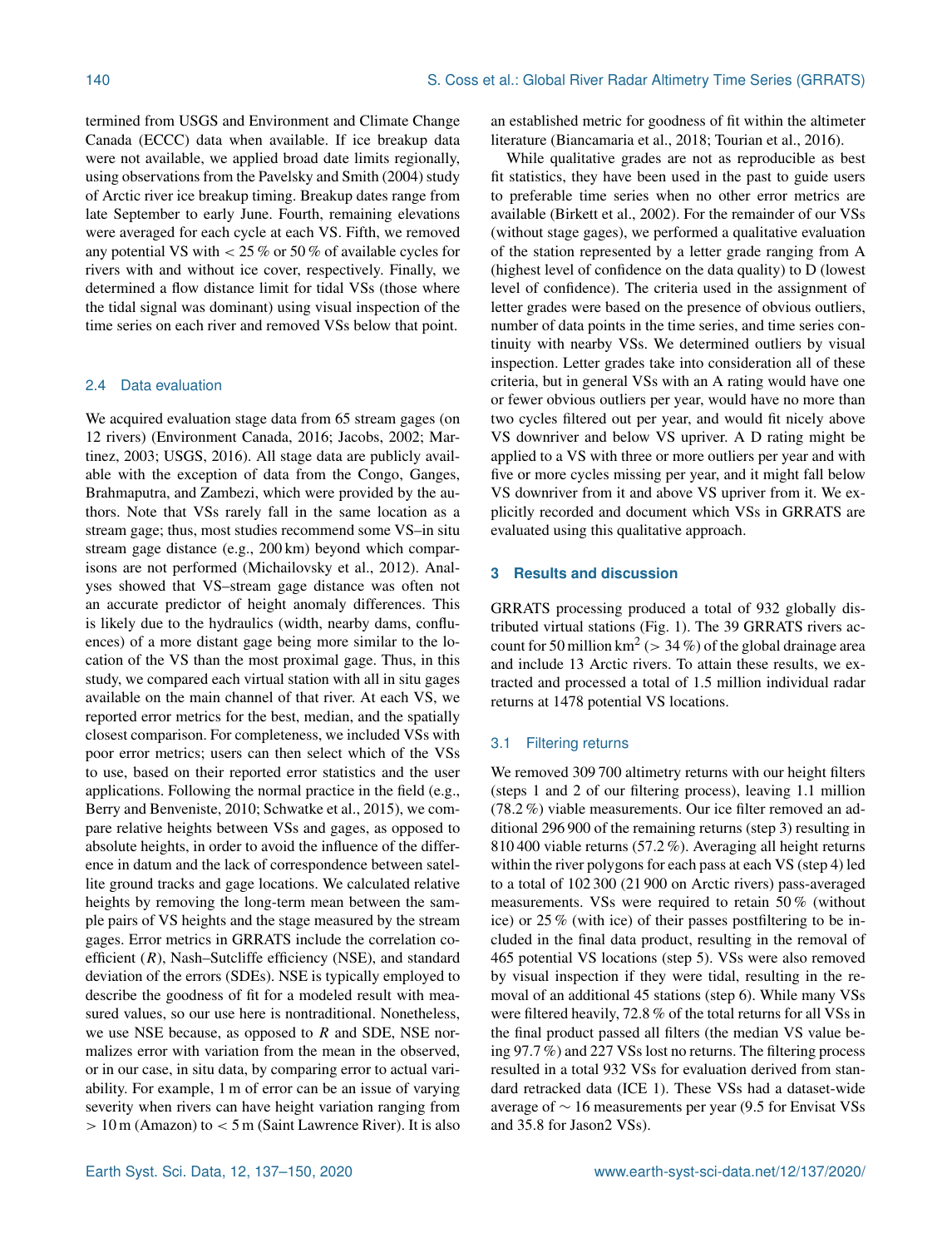termined from USGS and Environment and Climate Change Canada (ECCC) data when available. If ice breakup data were not available, we applied broad date limits regionally, using observations from the Pavelsky and Smith (2004) study of Arctic river ice breakup timing. Breakup dates range from late September to early June. Fourth, remaining elevations were averaged for each cycle at each VS. Fifth, we removed any potential VS with < 25 % or 50 % of available cycles for rivers with and without ice cover, respectively. Finally, we determined a flow distance limit for tidal VSs (those where the tidal signal was dominant) using visual inspection of the time series on each river and removed VSs below that point.

## 2.4 Data evaluation

We acquired evaluation stage data from 65 stream gages (on 12 rivers) (Environment Canada, 2016; Jacobs, 2002; Martinez, 2003; USGS, 2016). All stage data are publicly available with the exception of data from the Congo, Ganges, Brahmaputra, and Zambezi, which were provided by the authors. Note that VSs rarely fall in the same location as a stream gage; thus, most studies recommend some VS–in situ stream gage distance (e.g., 200 km) beyond which comparisons are not performed (Michailovsky et al., 2012). Analyses showed that VS–stream gage distance was often not an accurate predictor of height anomaly differences. This is likely due to the hydraulics (width, nearby dams, confluences) of a more distant gage being more similar to the location of the VS than the most proximal gage. Thus, in this study, we compared each virtual station with all in situ gages available on the main channel of that river. At each VS, we reported error metrics for the best, median, and the spatially closest comparison. For completeness, we included VSs with poor error metrics; users can then select which of the VSs to use, based on their reported error statistics and the user applications. Following the normal practice in the field (e.g., Berry and Benveniste, 2010; Schwatke et al., 2015), we compare relative heights between VSs and gages, as opposed to absolute heights, in order to avoid the influence of the difference in datum and the lack of correspondence between satellite ground tracks and gage locations. We calculated relative heights by removing the long-term mean between the sample pairs of VS heights and the stage measured by the stream gages. Error metrics in GRRATS include the correlation coefficient ($R$), Nash–Sutcliffe efficiency (NSE), and standard deviation of the errors (SDEs). NSE is typically employed to describe the goodness of fit for a modeled result with measured values, so our use here is nontraditional. Nonetheless, we use NSE because, as opposed to $R$ and SDE, NSE normalizes error with variation from the mean in the observed, or in our case, in situ data, by comparing error to actual variability. For example, 1 m of error can be an issue of varying severity when rivers can have height variation ranging from > 10 m (Amazon) to < 5 m (Saint Lawrence River). It is also an established metric for goodness of fit within the altimeter literature (Biancamaria et al., 2018; Tourian et al., 2016).

While qualitative grades are not as reproducible as best fit statistics, they have been used in the past to guide users to preferable time series when no other error metrics are available (Birkett et al., 2002). For the remainder of our VSs (without stage gages), we performed a qualitative evaluation of the station represented by a letter grade ranging from A (highest level of confidence on the data quality) to D (lowest level of confidence). The criteria used in the assignment of letter grades were based on the presence of obvious outliers, number of data points in the time series, and time series continuity with nearby VSs. We determined outliers by visual inspection. Letter grades take into consideration all of these criteria, but in general VSs with an A rating would have one or fewer obvious outliers per year, would have no more than two cycles filtered out per year, and would fit nicely above VS downriver and below VS upriver. A D rating might be applied to a VS with three or more outliers per year and with five or more cycles missing per year, and it might fall below VS downriver from it and above VS upriver from it. We explicitly recorded and document which VSs in GRRATS are evaluated using this qualitative approach.

# 3 Results and discussion

GRRATS processing produced a total of 932 globally distributed virtual stations (Fig. 1). The 39 GRRATS rivers account for 50 million km$^2$ (> 34 %) of the global drainage area and include 13 Arctic rivers. To attain these results, we extracted and processed a total of 1.5 million individual radar returns at 1478 potential VS locations.

## 3.1 Filtering returns

We removed 309 700 altimetry returns with our height filters (steps 1 and 2 of our filtering process), leaving 1.1 million (78.2 %) viable measurements. Our ice filter removed an additional 296 900 of the remaining returns (step 3) resulting in 810 400 viable returns (57.2 %). Averaging all height returns within the river polygons for each pass at each VS (step 4) led to a total of 102 300 (21 900 on Arctic rivers) pass-averaged measurements. VSs were required to retain 50 % (without ice) or 25 % (with ice) of their passes postfiltering to be included in the final data product, resulting in the removal of 465 potential VS locations (step 5). VSs were also removed by visual inspection if they were tidal, resulting in the removal of an additional 45 stations (step 6). While many VSs were filtered heavily, 72.8 % of the total returns for all VSs in the final product passed all filters (the median VS value being 97.7 %) and 227 VSs lost no returns. The filtering process resulted in a total 932 VSs for evaluation derived from standard retracked data (ICE 1). These VSs had a dataset-wide average of ∼ 16 measurements per year (9.5 for Envisat VSs and 35.8 for Jason2 VSs).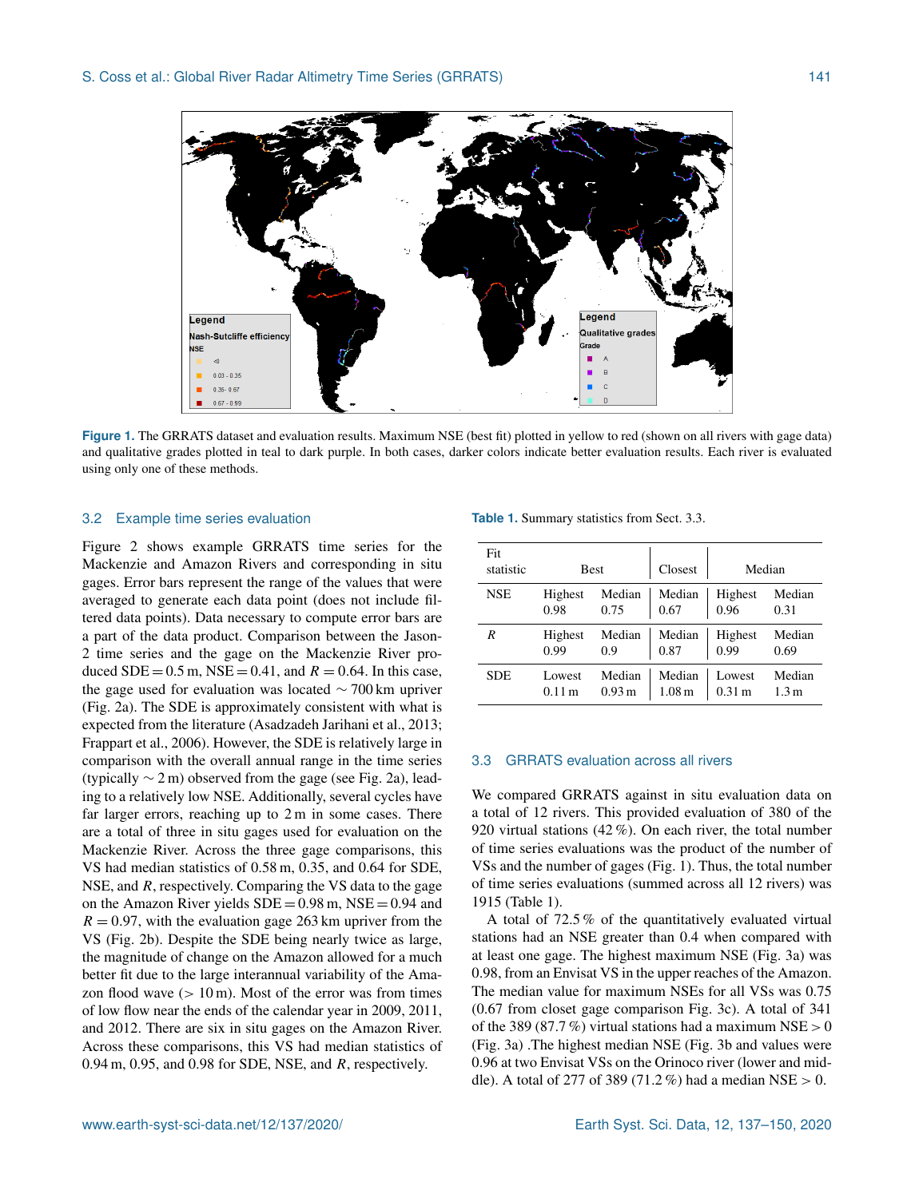Figure 1. The GRRATS dataset and evaluation results. Maximum NSE (best fit) plotted in yellow to red (shown on all rivers with gage data) and qualitative grades plotted in teal to dark purple. In both cases, darker colors indicate better evaluation results. Each river is evaluated using only one of these methods.

### 3.2 Example time series evaluation

Figure 2 shows example GRRATS time series for the Mackenzie and Amazon Rivers and corresponding in situ gages. Error bars represent the range of the values that were averaged to generate each data point (does not include filtered data points). Data necessary to compute error bars are a part of the data product. Comparison between the Jason-2 time series and the gage on the Mackenzie River produced SDE = 0.5 m, NSE = 0.41, and $R = 0.64$. In this case, the gage used for evaluation was located ∼ 700 km upriver (Fig. 2a). The SDE is approximately consistent with what is expected from the literature (Asadzadeh Jarihani et al., 2013; Frappart et al., 2006). However, the SDE is relatively large in comparison with the overall annual range in the time series (typically ∼ 2 m) observed from the gage (see Fig. 2a), leading to a relatively low NSE. Additionally, several cycles have far larger errors, reaching up to 2 m in some cases. There are a total of three in situ gages used for evaluation on the Mackenzie River. Across the three gage comparisons, this VS had median statistics of 0.58 m, 0.35, and 0.64 for SDE, NSE, and $R$, respectively. Comparing the VS data to the gage on the Amazon River yields SDE = 0.98 m, NSE = 0.94 and $R = 0.97$, with the evaluation gage 263 km upriver from the VS (Fig. 2b). Despite the SDE being nearly twice as large, the magnitude of change on the Amazon allowed for a much better fit due to the large interannual variability of the Amazon flood wave (> 10 m). Most of the error was from times of low flow near the ends of the calendar year in 2009, 2011, and 2012. There are six in situ gages on the Amazon River. Across these comparisons, this VS had median statistics of 0.94 m, 0.95, and 0.98 for SDE, NSE, and $R$, respectively.

Table 1. Summary statistics from Sect. 3.3.

| Fit statistic | Best | | Closest | Median | |
|---|---|---|---|---|---|
| NSE | Highest 0.98 | Median 0.75 | Median 0.67 | Highest 0.96 | Median 0.31 |
| $R$ | Highest 0.99 | Median 0.9 | Median 0.87 | Highest 0.99 | Median 0.69 |
| SDE | Lowest 0.11 m | Median 0.93 m | Median 1.08 m | Lowest 0.31 m | Median 1.3 m |

### 3.3 GRRATS evaluation across all rivers

We compared GRRATS against in situ evaluation data on a total of 12 rivers. This provided evaluation of 380 of the 920 virtual stations (42 %). On each river, the total number of time series evaluations was the product of the number of VSs and the number of gages (Fig. 1). Thus, the total number of time series evaluations (summed across all 12 rivers) was 1915 (Table 1).

A total of 72.5 % of the quantitatively evaluated virtual stations had an NSE greater than 0.4 when compared with at least one gage. The highest maximum NSE (Fig. 3a) was 0.98, from an Envisat VS in the upper reaches of the Amazon. The median value for maximum NSEs for all VSs was 0.75 (0.67 from closet gage comparison Fig. 3c). A total of 341 of the 389 (87.7 %) virtual stations had a maximum NSE > 0 (Fig. 3a) .The highest median NSE (Fig. 3b and values were 0.96 at two Envisat VSs on the Orinoco river (lower and middle). A total of 277 of 389 (71.2 %) had a median NSE > 0.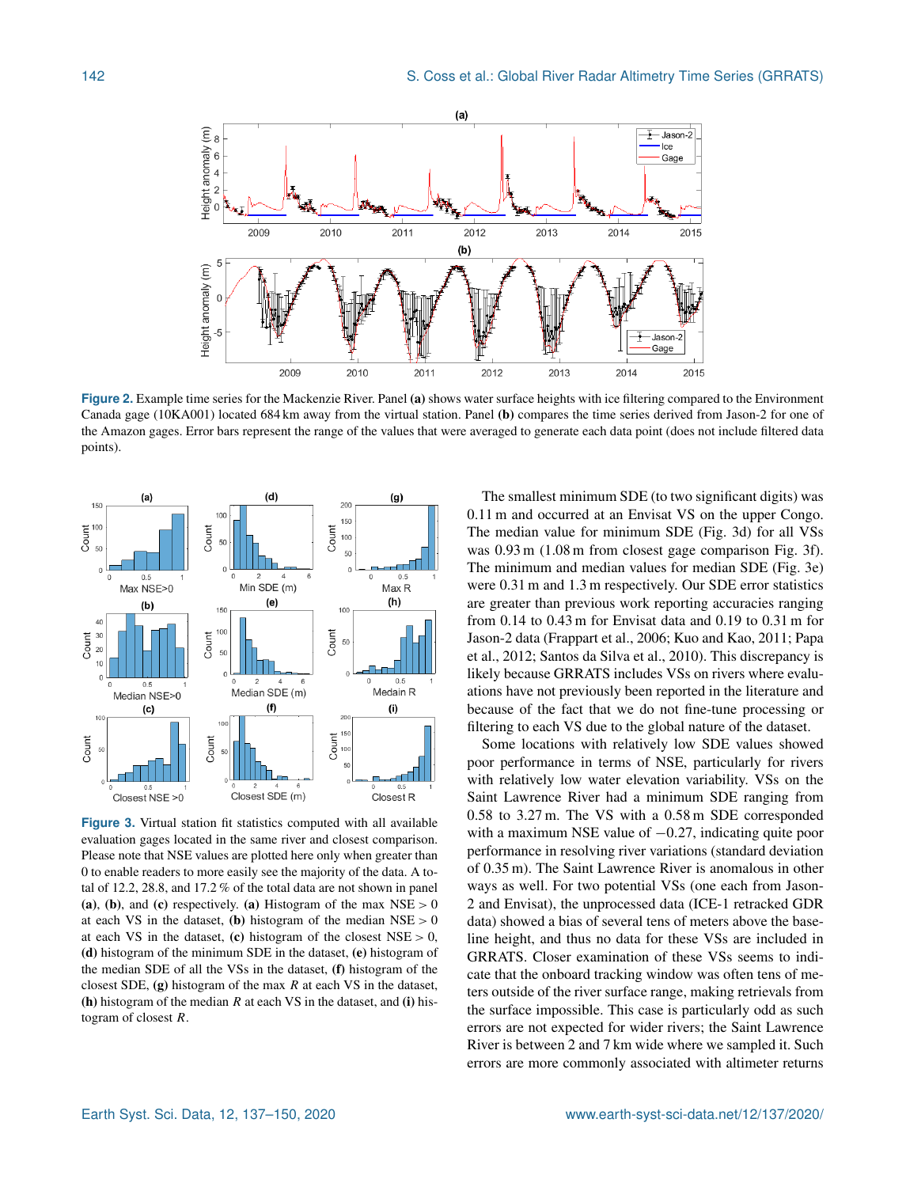**Figure 2.** Example time series for the Mackenzie River. Panel **(a)** shows water surface heights with ice filtering compared to the Environment Canada gage (10KA001) located 684 km away from the virtual station. Panel **(b)** compares the time series derived from Jason-2 for one of the Amazon gages. Error bars represent the range of the values that were averaged to generate each data point (does not include filtered data points).

**Figure 3.** Virtual station fit statistics computed with all available evaluation gages located in the same river and closest comparison. Please note that NSE values are plotted here only when greater than 0 to enable readers to more easily see the majority of the data. A total of 12.2, 28.8, and 17.2 % of the total data are not shown in panel **(a)**, **(b)**, and **(c)** respectively. **(a)** Histogram of the max NSE $> 0$ at each VS in the dataset, **(b)** histogram of the median NSE $> 0$ at each VS in the dataset, **(c)** histogram of the closest NSE $> 0$, **(d)** histogram of the minimum SDE in the dataset, **(e)** histogram of the median SDE of all the VSs in the dataset, **(f)** histogram of the closest SDE, **(g)** histogram of the max $R$ at each VS in the dataset, **(h)** histogram of the median $R$ at each VS in the dataset, and **(i)** histogram of closest $R$.

The smallest minimum SDE (to two significant digits) was 0.11 m and occurred at an Envisat VS on the upper Congo. The median value for minimum SDE (Fig. 3d) for all VSs was 0.93 m (1.08 m from closest gage comparison Fig. 3f). The minimum and median values for median SDE (Fig. 3e) were 0.31 m and 1.3 m respectively. Our SDE error statistics are greater than previous work reporting accuracies ranging from 0.14 to 0.43 m for Envisat data and 0.19 to 0.31 m for Jason-2 data (Frappart et al., 2006; Kuo and Kao, 2011; Papa et al., 2012; Santos da Silva et al., 2010). This discrepancy is likely because GRRATS includes VSs on rivers where evaluations have not previously been reported in the literature and because of the fact that we do not fine-tune processing or filtering to each VS due to the global nature of the dataset.

Some locations with relatively low SDE values showed poor performance in terms of NSE, particularly for rivers with relatively low water elevation variability. VSs on the Saint Lawrence River had a minimum SDE ranging from 0.58 to 3.27 m. The VS with a 0.58 m SDE corresponded with a maximum NSE value of −0.27, indicating quite poor performance in resolving river variations (standard deviation of 0.35 m). The Saint Lawrence River is anomalous in other ways as well. For two potential VSs (one each from Jason-2 and Envisat), the unprocessed data (ICE-1 retracked GDR data) showed a bias of several tens of meters above the baseline height, and thus no data for these VSs are included in GRRATS. Closer examination of these VSs seems to indicate that the onboard tracking window was often tens of meters outside of the river surface range, making retrievals from the surface impossible. This case is particularly odd as such errors are not expected for wider rivers; the Saint Lawrence River is between 2 and 7 km wide where we sampled it. Such errors are more commonly associated with altimeter returns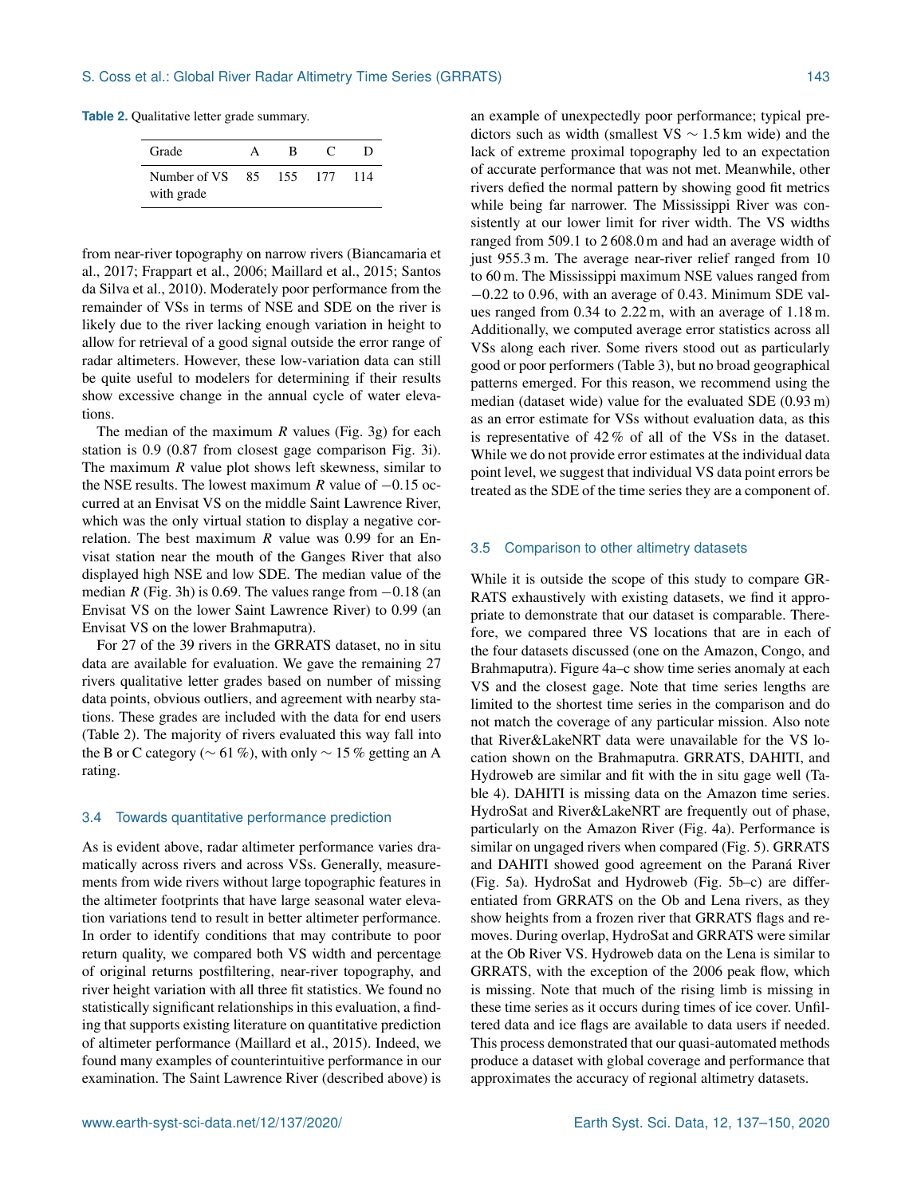**Table 2.** Qualitative letter grade summary.

| Grade | A | B | C | D |
|---|---|---|---|---|
| Number of VS with grade | 85 | 155 | 177 | 114 |

from near-river topography on narrow rivers (Biancamaria et al., 2017; Frappart et al., 2006; Maillard et al., 2015; Santos da Silva et al., 2010). Moderately poor performance from the remainder of VSs in terms of NSE and SDE on the river is likely due to the river lacking enough variation in height to allow for retrieval of a good signal outside the error range of radar altimeters. However, these low-variation data can still be quite useful to modelers for determining if their results show excessive change in the annual cycle of water elevations.

The median of the maximum $R$ values (Fig. 3g) for each station is 0.9 (0.87 from closest gage comparison Fig. 3i). The maximum $R$ value plot shows left skewness, similar to the NSE results. The lowest maximum $R$ value of −0.15 occurred at an Envisat VS on the middle Saint Lawrence River, which was the only virtual station to display a negative correlation. The best maximum $R$ value was 0.99 for an Envisat station near the mouth of the Ganges River that also displayed high NSE and low SDE. The median value of the median $R$ (Fig. 3h) is 0.69. The values range from −0.18 (an Envisat VS on the lower Saint Lawrence River) to 0.99 (an Envisat VS on the lower Brahmaputra).

For 27 of the 39 rivers in the GRRATS dataset, no in situ data are available for evaluation. We gave the remaining 27 rivers qualitative letter grades based on number of missing data points, obvious outliers, and agreement with nearby stations. These grades are included with the data for end users (Table 2). The majority of rivers evaluated this way fall into the B or C category (∼ 61 %), with only ∼ 15 % getting an A rating.

## 3.4 Towards quantitative performance prediction

As is evident above, radar altimeter performance varies dramatically across rivers and across VSs. Generally, measurements from wide rivers without large topographic features in the altimeter footprints that have large seasonal water elevation variations tend to result in better altimeter performance. In order to identify conditions that may contribute to poor return quality, we compared both VS width and percentage of original returns postfiltering, near-river topography, and river height variation with all three fit statistics. We found no statistically significant relationships in this evaluation, a finding that supports existing literature on quantitative prediction of altimeter performance (Maillard et al., 2015). Indeed, we found many examples of counterintuitive performance in our examination. The Saint Lawrence River (described above) is an example of unexpectedly poor performance; typical predictors such as width (smallest VS ∼ 1.5 km wide) and the lack of extreme proximal topography led to an expectation of accurate performance that was not met. Meanwhile, other rivers defied the normal pattern by showing good fit metrics while being far narrower. The Mississippi River was consistently at our lower limit for river width. The VS widths ranged from 509.1 to 2 608.0 m and had an average width of just 955.3 m. The average near-river relief ranged from 10 to 60 m. The Mississippi maximum NSE values ranged from −0.22 to 0.96, with an average of 0.43. Minimum SDE values ranged from 0.34 to 2.22 m, with an average of 1.18 m. Additionally, we computed average error statistics across all VSs along each river. Some rivers stood out as particularly good or poor performers (Table 3), but no broad geographical patterns emerged. For this reason, we recommend using the median (dataset wide) value for the evaluated SDE (0.93 m) as an error estimate for VSs without evaluation data, as this is representative of 42 % of all of the VSs in the dataset. While we do not provide error estimates at the individual data point level, we suggest that individual VS data point errors be treated as the SDE of the time series they are a component of.

## 3.5 Comparison to other altimetry datasets

While it is outside the scope of this study to compare GRRATS exhaustively with existing datasets, we find it appropriate to demonstrate that our dataset is comparable. Therefore, we compared three VS locations that are in each of the four datasets discussed (one on the Amazon, Congo, and Brahmaputra). Figure 4a–c show time series anomaly at each VS and the closest gage. Note that time series lengths are limited to the shortest time series in the comparison and do not match the coverage of any particular mission. Also note that River&LakeNRT data were unavailable for the VS location shown on the Brahmaputra. GRRATS, DAHITI, and Hydroweb are similar and fit with the in situ gage well (Table 4). DAHITI is missing data on the Amazon time series. HydroSat and River&LakeNRT are frequently out of phase, particularly on the Amazon River (Fig. 4a). Performance is similar on ungaged rivers when compared (Fig. 5). GRRATS and DAHITI showed good agreement on the Paraná River (Fig. 5a). HydroSat and Hydroweb (Fig. 5b–c) are differentiated from GRRATS on the Ob and Lena rivers, as they show heights from a frozen river that GRRATS flags and removes. During overlap, HydroSat and GRRATS were similar at the Ob River VS. Hydroweb data on the Lena is similar to GRRATS, with the exception of the 2006 peak flow, which is missing. Note that much of the rising limb is missing in these time series as it occurs during times of ice cover. Unfiltered data and ice flags are available to data users if needed. This process demonstrated that our quasi-automated methods produce a dataset with global coverage and performance that approximates the accuracy of regional altimetry datasets.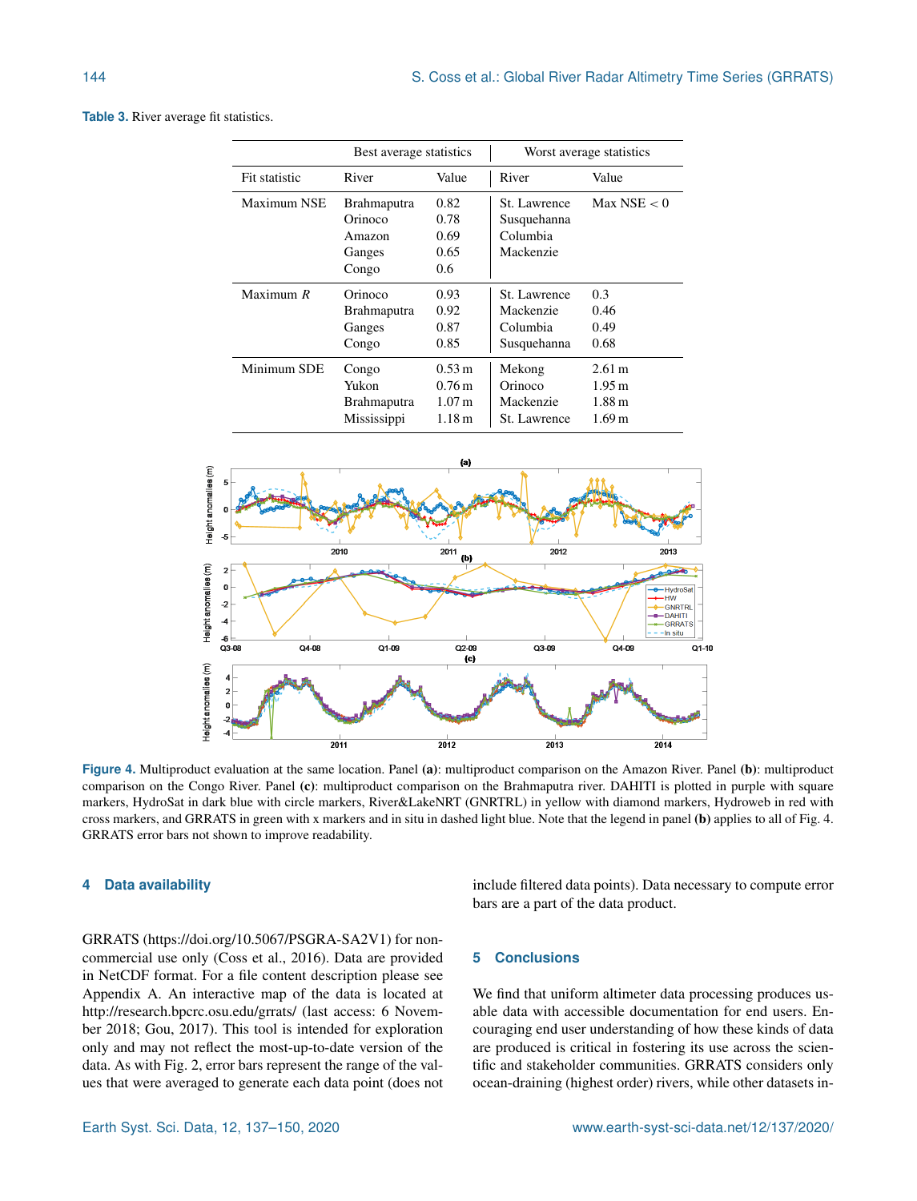**Table 3.** River average fit statistics.

| | Best average statistics | | Worst average statistics | |
|---|---|---|---|---|
| Fit statistic | River | Value | River | Value |
| Maximum NSE | Brahmaputra | 0.82 | St. Lawrence | Max NSE < 0 |
| | Orinoco | 0.78 | Susquehanna | |
| | Amazon | 0.69 | Columbia | |
| | Ganges | 0.65 | Mackenzie | |
| | Congo | 0.6 | | |
| Maximum $R$ | Orinoco | 0.93 | St. Lawrence | 0.3 |
| | Brahmaputra | 0.92 | Mackenzie | 0.46 |
| | Ganges | 0.87 | Columbia | 0.49 |
| | Congo | 0.85 | Susquehanna | 0.68 |
| Minimum SDE | Congo | 0.53 m | Mekong | 2.61 m |
| | Yukon | 0.76 m | Orinoco | 1.95 m |
| | Brahmaputra | 1.07 m | Mackenzie | 1.88 m |
| | Mississippi | 1.18 m | St. Lawrence | 1.69 m |

**Figure 4.** Multiproduct evaluation at the same location. Panel **(a)**: multiproduct comparison on the Amazon River. Panel **(b)**: multiproduct comparison on the Congo River. Panel **(c)**: multiproduct comparison on the Brahmaputra river. DAHITI is plotted in purple with square markers, HydroSat in dark blue with circle markers, River&LakeNRT (GNRTRL) in yellow with diamond markers, Hydroweb in red with cross markers, and GRRATS in green with x markers and in situ in dashed light blue. Note that the legend in panel **(b)** applies to all of Fig. 4. GRRATS error bars not shown to improve readability.

## 4 Data availability

GRRATS (https://doi.org/10.5067/PSGRA-SA2V1) for non-commercial use only (Coss et al., 2016). Data are provided in NetCDF format. For a file content description please see Appendix A. An interactive map of the data is located at http://research.bpcrc.osu.edu/grrats/ (last access: 6 November 2018; Gou, 2017). This tool is intended for exploration only and may not reflect the most-up-to-date version of the data. As with Fig. 2, error bars represent the range of the values that were averaged to generate each data point (does not include filtered data points). Data necessary to compute error bars are a part of the data product.

## 5 Conclusions

We find that uniform altimeter data processing produces usable data with accessible documentation for end users. Encouraging end user understanding of how these kinds of data are produced is critical in fostering its use across the scientific and stakeholder communities. GRRATS considers only ocean-draining (highest order) rivers, while other datasets in-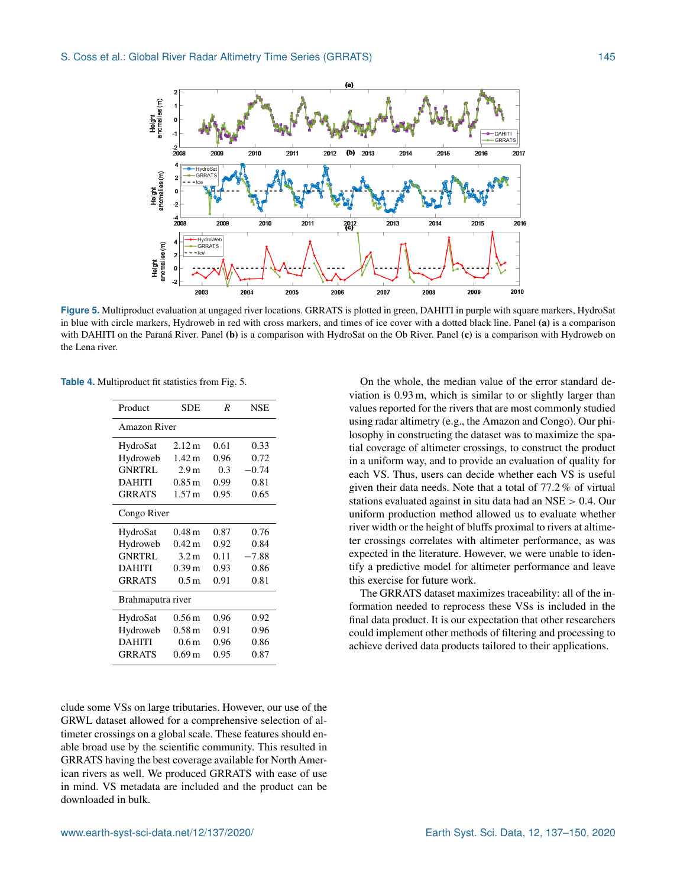**Figure 5.** Multiproduct evaluation at ungaged river locations. GRRATS is plotted in green, DAHITI in purple with square markers, HydroSat in blue with circle markers, Hydroweb in red with cross markers, and times of ice cover with a dotted black line. Panel **(a)** is a comparison with DAHITI on the Paraná River. Panel **(b)** is a comparison with HydroSat on the Ob River. Panel **(c)** is a comparison with Hydroweb on the Lena river.

**Table 4.** Multiproduct fit statistics from Fig. 5.

| Product | SDE | $R$ | NSE |
|---|---|---|---|
| Amazon River | | | |
| HydroSat | 2.12 m | 0.61 | 0.33 |
| Hydroweb | 1.42 m | 0.96 | 0.72 |
| GNRTRL | 2.9 m | 0.3 | −0.74 |
| DAHITI | 0.85 m | 0.99 | 0.81 |
| GRRATS | 1.57 m | 0.95 | 0.65 |
| Congo River | | | |
| HydroSat | 0.48 m | 0.87 | 0.76 |
| Hydroweb | 0.42 m | 0.92 | 0.84 |
| GNRTRL | 3.2 m | 0.11 | −7.88 |
| DAHITI | 0.39 m | 0.93 | 0.86 |
| GRRATS | 0.5 m | 0.91 | 0.81 |
| Brahmaputra river | | | |
| HydroSat | 0.56 m | 0.96 | 0.92 |
| Hydroweb | 0.58 m | 0.91 | 0.96 |
| DAHITI | 0.6 m | 0.96 | 0.86 |
| GRRATS | 0.69 m | 0.95 | 0.87 |

clude some VSs on large tributaries. However, our use of the GRWL dataset allowed for a comprehensive selection of altimeter crossings on a global scale. These features should enable broad use by the scientific community. This resulted in GRRATS having the best coverage available for North American rivers as well. We produced GRRATS with ease of use in mind. VS metadata are included and the product can be downloaded in bulk.

On the whole, the median value of the error standard deviation is 0.93 m, which is similar to or slightly larger than values reported for the rivers that are most commonly studied using radar altimetry (e.g., the Amazon and Congo). Our philosophy in constructing the dataset was to maximize the spatial coverage of altimeter crossings, to construct the product in a uniform way, and to provide an evaluation of quality for each VS. Thus, users can decide whether each VS is useful given their data needs. Note that a total of 77.2 % of virtual stations evaluated against in situ data had an NSE $> 0.4$. Our uniform production method allowed us to evaluate whether river width or the height of bluffs proximal to rivers at altimeter crossings correlates with altimeter performance, as was expected in the literature. However, we were unable to identify a predictive model for altimeter performance and leave this exercise for future work.

The GRRATS dataset maximizes traceability: all of the information needed to reprocess these VSs is included in the final data product. It is our expectation that other researchers could implement other methods of filtering and processing to achieve derived data products tailored to their applications.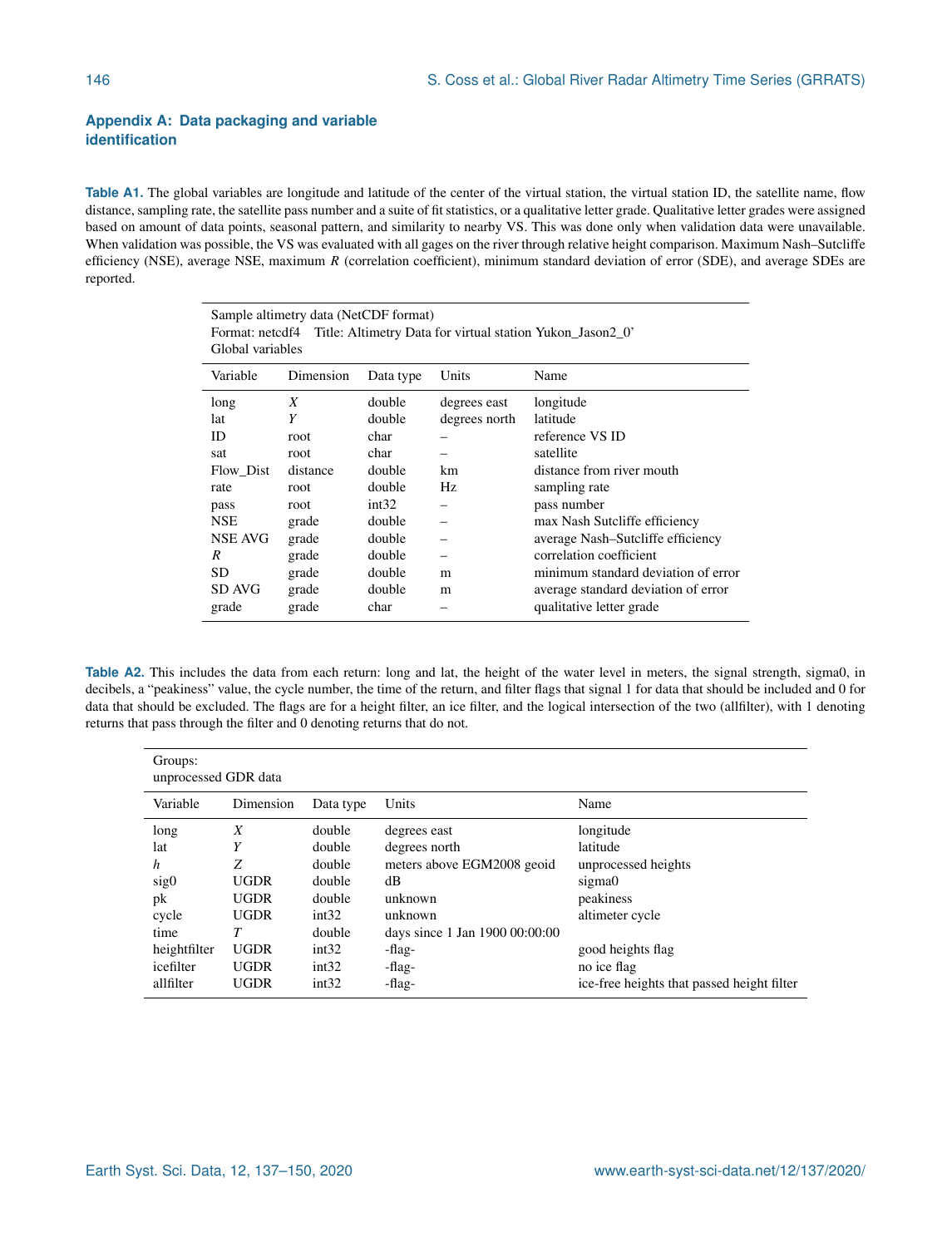## Appendix A: Data packaging and variable identification

**Table A1.** The global variables are longitude and latitude of the center of the virtual station, the virtual station ID, the satellite name, flow distance, sampling rate, the satellite pass number and a suite of fit statistics, or a qualitative letter grade. Qualitative letter grades were assigned based on amount of data points, seasonal pattern, and similarity to nearby VS. This was done only when validation data were unavailable. When validation was possible, the VS was evaluated with all gages on the river through relative height comparison. Maximum Nash–Sutcliffe efficiency (NSE), average NSE, maximum $R$ (correlation coefficient), minimum standard deviation of error (SDE), and average SDEs are reported.

Sample altimetry data (NetCDF format)
Format: netcdf4    Title: Altimetry Data for virtual station Yukon_Jason2_0'
Global variables

| Variable | Dimension | Data type | Units | Name |
|---|---|---|---|---|
| long | $X$ | double | degrees east | longitude |
| lat | $Y$ | double | degrees north | latitude |
| ID | root | char | – | reference VS ID |
| sat | root | char | – | satellite |
| Flow_Dist | distance | double | km | distance from river mouth |
| rate | root | double | Hz | sampling rate |
| pass | root | int32 | – | pass number |
| NSE | grade | double | – | max Nash Sutcliffe efficiency |
| NSE AVG | grade | double | – | average Nash–Sutcliffe efficiency |
| $R$ | grade | double | – | correlation coefficient |
| SD | grade | double | m | minimum standard deviation of error |
| SD AVG | grade | double | m | average standard deviation of error |
| grade | grade | char | – | qualitative letter grade |

**Table A2.** This includes the data from each return: long and lat, the height of the water level in meters, the signal strength, sigma0, in decibels, a "peakiness" value, the cycle number, the time of the return, and filter flags that signal 1 for data that should be included and 0 for data that should be excluded. The flags are for a height filter, an ice filter, and the logical intersection of the two (allfilter), with 1 denoting returns that pass through the filter and 0 denoting returns that do not.

Groups:
unprocessed GDR data

| Variable | Dimension | Data type | Units | Name |
|---|---|---|---|---|
| long | $X$ | double | degrees east | longitude |
| lat | $Y$ | double | degrees north | latitude |
| $h$ | $Z$ | double | meters above EGM2008 geoid | unprocessed heights |
| sig0 | UGDR | double | dB | sigma0 |
| pk | UGDR | double | unknown | peakiness |
| cycle | UGDR | int32 | unknown | altimeter cycle |
| time | $T$ | double | days since 1 Jan 1900 00:00:00 | |
| heightfilter | UGDR | int32 | -flag- | good heights flag |
| icefilter | UGDR | int32 | -flag- | no ice flag |
| allfilter | UGDR | int32 | -flag- | ice-free heights that passed height filter |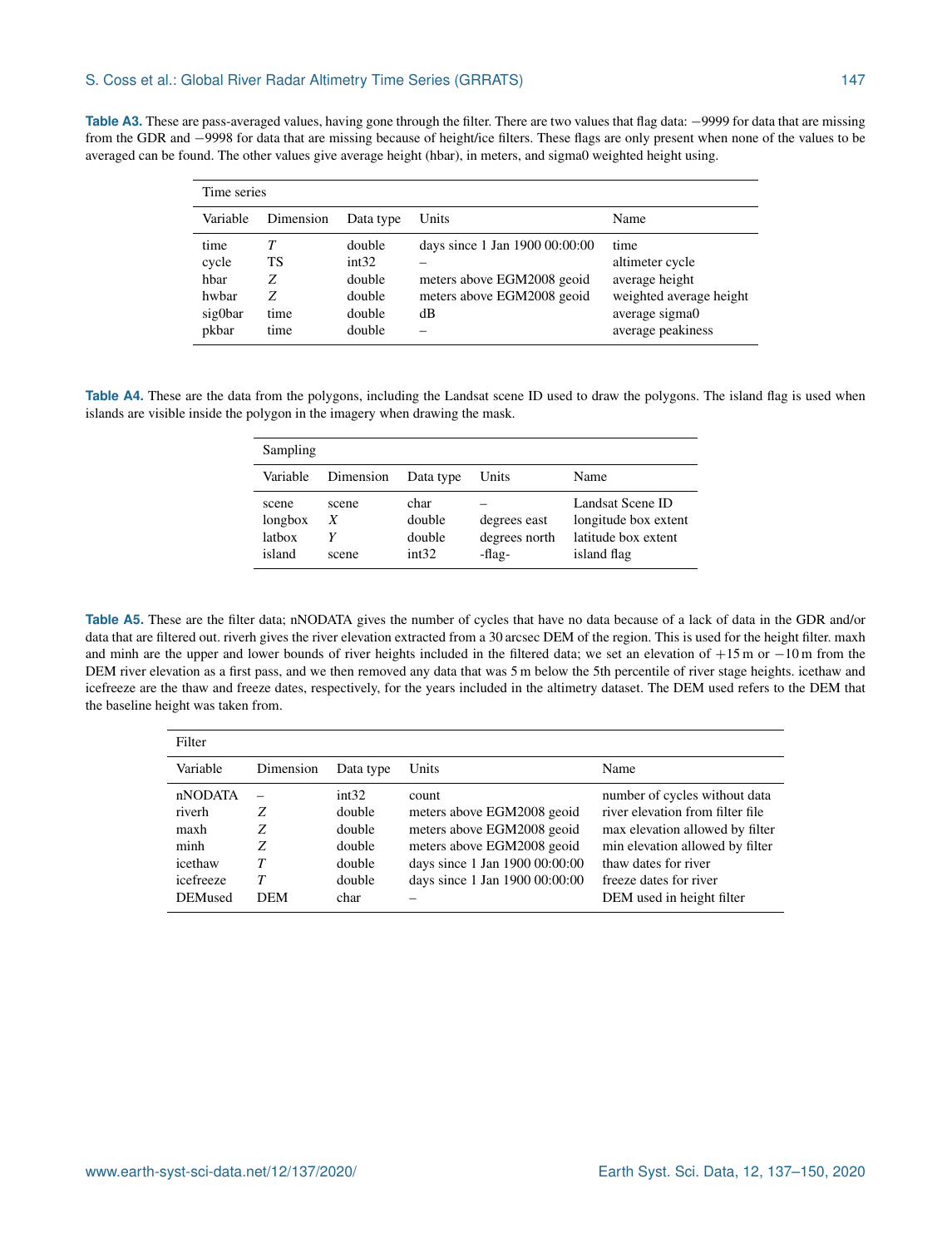**Table A3.** These are pass-averaged values, having gone through the filter. There are two values that flag data: −9999 for data that are missing from the GDR and −9998 for data that are missing because of height/ice filters. These flags are only present when none of the values to be averaged can be found. The other values give average height (hbar), in meters, and sigma0 weighted height using.

| Time series | | | | |
|---|---|---|---|---|
| Variable | Dimension | Data type | Units | Name |
| time | $T$ | double | days since 1 Jan 1900 00:00:00 | time |
| cycle | TS | int32 | – | altimeter cycle |
| hbar | $Z$ | double | meters above EGM2008 geoid | average height |
| hwbar | $Z$ | double | meters above EGM2008 geoid | weighted average height |
| sig0bar | time | double | dB | average sigma0 |
| pkbar | time | double | – | average peakiness |

**Table A4.** These are the data from the polygons, including the Landsat scene ID used to draw the polygons. The island flag is used when islands are visible inside the polygon in the imagery when drawing the mask.

| Sampling | | | | |
|---|---|---|---|---|
| Variable | Dimension | Data type | Units | Name |
| scene | scene | char | – | Landsat Scene ID |
| longbox | $X$ | double | degrees east | longitude box extent |
| latbox | $Y$ | double | degrees north | latitude box extent |
| island | scene | int32 | -flag- | island flag |

**Table A5.** These are the filter data; nNODATA gives the number of cycles that have no data because of a lack of data in the GDR and/or data that are filtered out. riverh gives the river elevation extracted from a 30 arcsec DEM of the region. This is used for the height filter. maxh and minh are the upper and lower bounds of river heights included in the filtered data; we set an elevation of +15 m or −10 m from the DEM river elevation as a first pass, and we then removed any data that was 5 m below the 5th percentile of river stage heights. icethaw and icefreeze are the thaw and freeze dates, respectively, for the years included in the altimetry dataset. The DEM used refers to the DEM that the baseline height was taken from.

| Filter | | | | |
|---|---|---|---|---|
| Variable | Dimension | Data type | Units | Name |
| nNODATA | – | int32 | count | number of cycles without data |
| riverh | $Z$ | double | meters above EGM2008 geoid | river elevation from filter file |
| maxh | $Z$ | double | meters above EGM2008 geoid | max elevation allowed by filter |
| minh | $Z$ | double | meters above EGM2008 geoid | min elevation allowed by filter |
| icethaw | $T$ | double | days since 1 Jan 1900 00:00:00 | thaw dates for river |
| icefreeze | $T$ | double | days since 1 Jan 1900 00:00:00 | freeze dates for river |
| DEMused | DEM | char | – | DEM used in height filter |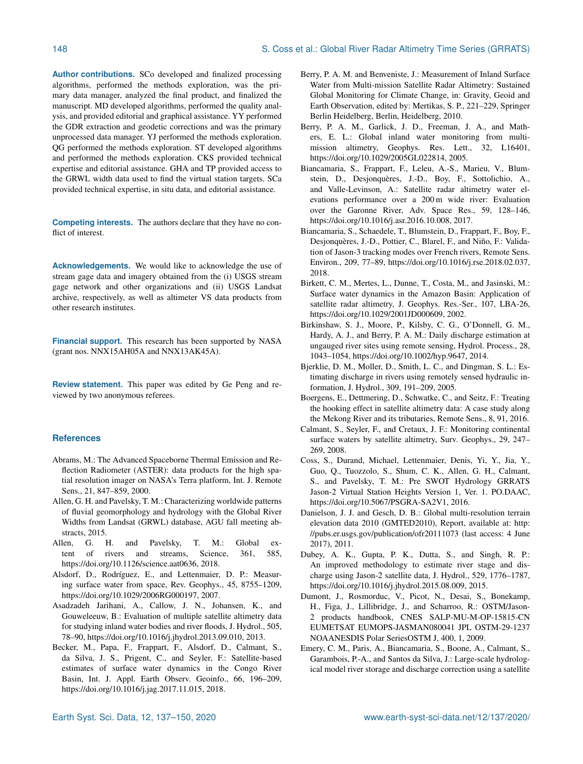**Author contributions.** SCo developed and finalized processing algorithms, performed the methods exploration, was the primary data manager, analyzed the final product, and finalized the manuscript. MD developed algorithms, performed the quality analysis, and provided editorial and graphical assistance. YY performed the GDR extraction and geodetic corrections and was the primary unprocessed data manager. YJ performed the methods exploration. QG performed the methods exploration. ST developed algorithms and performed the methods exploration. CKS provided technical expertise and editorial assistance. GHA and TP provided access to the GRWL width data used to find the virtual station targets. SCa provided technical expertise, in situ data, and editorial assistance.

**Competing interests.** The authors declare that they have no conflict of interest.

**Acknowledgements.** We would like to acknowledge the use of stream gage data and imagery obtained from the (i) USGS stream gage network and other organizations and (ii) USGS Landsat archive, respectively, as well as altimeter VS data products from other research institutes.

**Financial support.** This research has been supported by NASA (grant nos. NNX15AH05A and NNX13AK45A).

**Review statement.** This paper was edited by Ge Peng and reviewed by two anonymous referees.

## References

Abrams, M.: The Advanced Spaceborne Thermal Emission and Reflection Radiometer (ASTER): data products for the high spatial resolution imager on NASA's Terra platform, Int. J. Remote Sens., 21, 847–859, 2000.

Allen, G. H. and Pavelsky, T. M.: Characterizing worldwide patterns of fluvial geomorphology and hydrology with the Global River Widths from Landsat (GRWL) database, AGU fall meeting abstracts, 2015.

Allen, G. H. and Pavelsky, T. M.: Global extent of rivers and streams, Science, 361, 585, https://doi.org/10.1126/science.aat0636, 2018.

Alsdorf, D., Rodríguez, E., and Lettenmaier, D. P.: Measuring surface water from space, Rev. Geophys., 45, 8755–1209, https://doi.org/10.1029/2006RG000197, 2007.

Asadzadeh Jarihani, A., Callow, J. N., Johansen, K., and Gouweleeuw, B.: Evaluation of multiple satellite altimetry data for studying inland water bodies and river floods, J. Hydrol., 505, 78–90, https://doi.org/10.1016/j.jhydrol.2013.09.010, 2013.

Becker, M., Papa, F., Frappart, F., Alsdorf, D., Calmant, S., da Silva, J. S., Prigent, C., and Seyler, F.: Satellite-based estimates of surface water dynamics in the Congo River Basin, Int. J. Appl. Earth Observ. Geoinfo., 66, 196–209, https://doi.org/10.1016/j.jag.2017.11.015, 2018.

Berry, P. A. M. and Benveniste, J.: Measurement of Inland Surface Water from Multi-mission Satellite Radar Altimetry: Sustained Global Monitoring for Climate Change, in: Gravity, Geoid and Earth Observation, edited by: Mertikas, S. P., 221–229, Springer Berlin Heidelberg, Berlin, Heidelberg, 2010.

Berry, P. A. M., Garlick, J. D., Freeman, J. A., and Mathers, E. L.: Global inland water monitoring from multi-mission altimetry, Geophys. Res. Lett., 32, L16401, https://doi.org/10.1029/2005GL022814, 2005.

Biancamaria, S., Frappart, F., Leleu, A.-S., Marieu, V., Blumstein, D., Desjonquères, J.-D., Boy, F., Sottolichio, A., and Valle-Levinson, A.: Satellite radar altimetry water elevations performance over a 200 m wide river: Evaluation over the Garonne River, Adv. Space Res., 59, 128–146, https://doi.org/10.1016/j.asr.2016.10.008, 2017.

Biancamaria, S., Schaedele, T., Blumstein, D., Frappart, F., Boy, F., Desjonquères, J.-D., Pottier, C., Blarel, F., and Niño, F.: Validation of Jason-3 tracking modes over French rivers, Remote Sens. Environ., 209, 77–89, https://doi.org/10.1016/j.rse.2018.02.037, 2018.

Birkett, C. M., Mertes, L., Dunne, T., Costa, M., and Jasinski, M.: Surface water dynamics in the Amazon Basin: Application of satellite radar altimetry, J. Geophys. Res.-Ser., 107, LBA-26, https://doi.org/10.1029/2001JD000609, 2002.

Birkinshaw, S. J., Moore, P., Kilsby, C. G., O'Donnell, G. M., Hardy, A. J., and Berry, P. A. M.: Daily discharge estimation at ungauged river sites using remote sensing, Hydrol. Process., 28, 1043–1054, https://doi.org/10.1002/hyp.9647, 2014.

Bjerklie, D. M., Moller, D., Smith, L. C., and Dingman, S. L.: Estimating discharge in rivers using remotely sensed hydraulic information, J. Hydrol., 309, 191–209, 2005.

Boergens, E., Dettmering, D., Schwatke, C., and Seitz, F.: Treating the hooking effect in satellite altimetry data: A case study along the Mekong River and its tributaries, Remote Sens., 8, 91, 2016.

Calmant, S., Seyler, F., and Cretaux, J. F.: Monitoring continental surface waters by satellite altimetry, Surv. Geophys., 29, 247–269, 2008.

Coss, S., Durand, Michael, Lettenmaier, Denis, Yi, Y., Jia, Y., Guo, Q., Tuozzolo, S., Shum, C. K., Allen, G. H., Calmant, S., and Pavelsky, T. M.: Pre SWOT Hydrology GRRATS Jason-2 Virtual Station Heights Version 1, Ver. 1. PO.DAAC, https://doi.org/10.5067/PSGRA-SA2V1, 2016.

Danielson, J. J. and Gesch, D. B.: Global multi-resolution terrain elevation data 2010 (GMTED2010), Report, available at: http://pubs.er.usgs.gov/publication/ofr20111073 (last access: 4 June 2017), 2011.

Dubey, A. K., Gupta, P. K., Dutta, S., and Singh, R. P.: An improved methodology to estimate river stage and discharge using Jason-2 satellite data, J. Hydrol., 529, 1776–1787, https://doi.org/10.1016/j.jhydrol.2015.08.009, 2015.

Dumont, J., Rosmorduc, V., Picot, N., Desai, S., Bonekamp, H., Figa, J., Lillibridge, J., and Scharroo, R.: OSTM/Jason-2 products handbook, CNES SALP-MU-M-OP-15815-CN EUMETSAT EUMOPS-JASMAN080041 JPL OSTM-29-1237 NOAANESDIS Polar SeriesOSTM J, 400, 1, 2009.

Emery, C. M., Paris, A., Biancamaria, S., Boone, A., Calmant, S., Garambois, P.-A., and Santos da Silva, J.: Large-scale hydrological model river storage and discharge correction using a satellite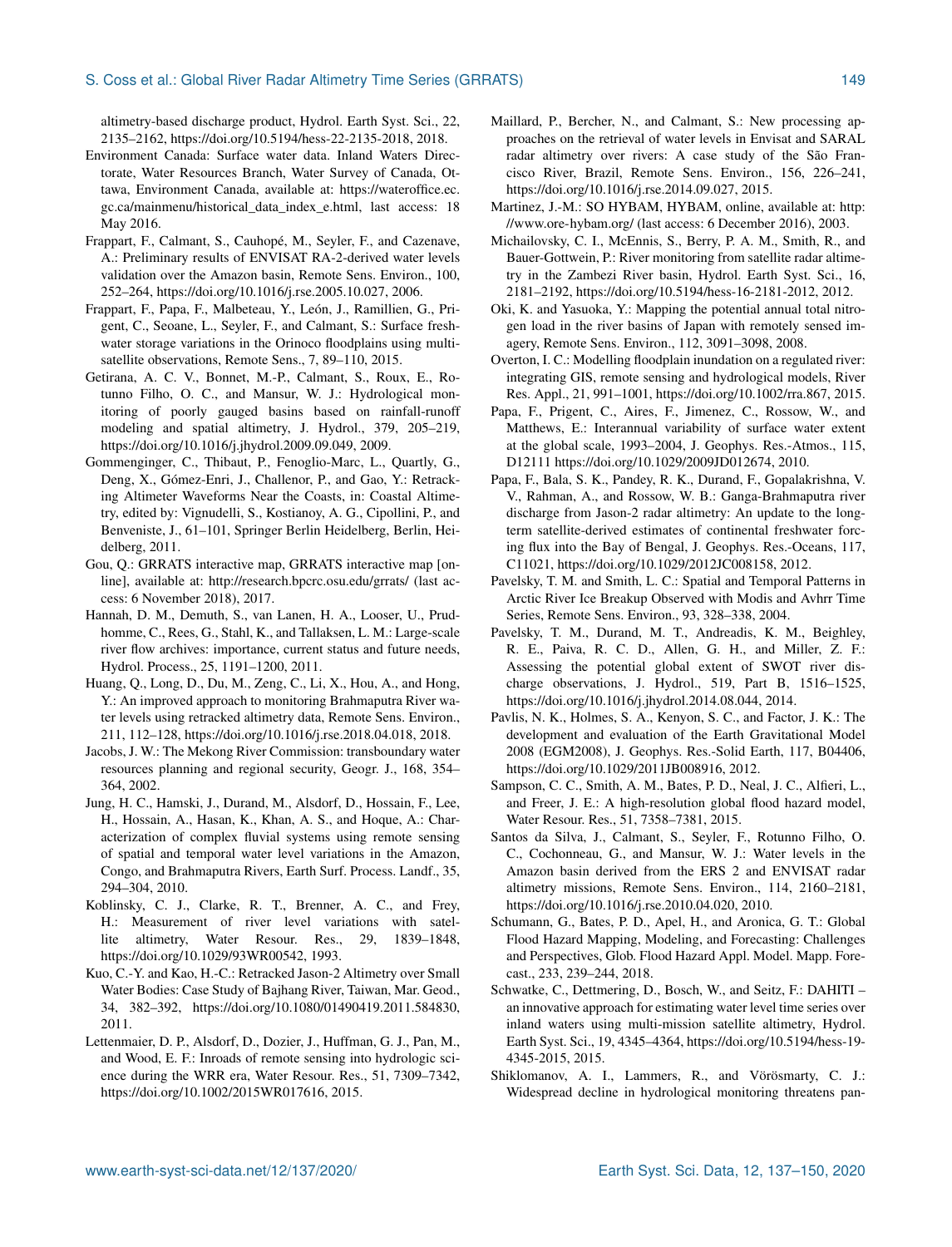altimetry-based discharge product, Hydrol. Earth Syst. Sci., 22, 2135–2162, https://doi.org/10.5194/hess-22-2135-2018, 2018.

Environment Canada: Surface water data. Inland Waters Directorate, Water Resources Branch, Water Survey of Canada, Ottawa, Environment Canada, available at: https://wateroffice.ec.gc.ca/mainmenu/historical_data_index_e.html, last access: 18 May 2016.

Frappart, F., Calmant, S., Cauhopé, M., Seyler, F., and Cazenave, A.: Preliminary results of ENVISAT RA-2-derived water levels validation over the Amazon basin, Remote Sens. Environ., 100, 252–264, https://doi.org/10.1016/j.rse.2005.10.027, 2006.

Frappart, F., Papa, F., Malbeteau, Y., León, J., Ramillien, G., Prigent, C., Seoane, L., Seyler, F., and Calmant, S.: Surface freshwater storage variations in the Orinoco floodplains using multi-satellite observations, Remote Sens., 7, 89–110, 2015.

Getirana, A. C. V., Bonnet, M.-P., Calmant, S., Roux, E., Rotunno Filho, O. C., and Mansur, W. J.: Hydrological monitoring of poorly gauged basins based on rainfall-runoff modeling and spatial altimetry, J. Hydrol., 379, 205–219, https://doi.org/10.1016/j.jhydrol.2009.09.049, 2009.

Gommenginger, C., Thibaut, P., Fenoglio-Marc, L., Quartly, G., Deng, X., Gómez-Enri, J., Challenor, P., and Gao, Y.: Retracking Altimeter Waveforms Near the Coasts, in: Coastal Altimetry, edited by: Vignudelli, S., Kostianoy, A. G., Cipollini, P., and Benveniste, J., 61–101, Springer Berlin Heidelberg, Berlin, Heidelberg, 2011.

Gou, Q.: GRRATS interactive map, GRRATS interactive map [online], available at: http://research.bpcrc.osu.edu/grrats/ (last access: 6 November 2018), 2017.

Hannah, D. M., Demuth, S., van Lanen, H. A., Looser, U., Prudhomme, C., Rees, G., Stahl, K., and Tallaksen, L. M.: Large-scale river flow archives: importance, current status and future needs, Hydrol. Process., 25, 1191–1200, 2011.

Huang, Q., Long, D., Du, M., Zeng, C., Li, X., Hou, A., and Hong, Y.: An improved approach to monitoring Brahmaputra River water levels using retracked altimetry data, Remote Sens. Environ., 211, 112–128, https://doi.org/10.1016/j.rse.2018.04.018, 2018.

Jacobs, J. W.: The Mekong River Commission: transboundary water resources planning and regional security, Geogr. J., 168, 354–364, 2002.

Jung, H. C., Hamski, J., Durand, M., Alsdorf, D., Hossain, F., Lee, H., Hossain, A., Hasan, K., Khan, A. S., and Hoque, A.: Characterization of complex fluvial systems using remote sensing of spatial and temporal water level variations in the Amazon, Congo, and Brahmaputra Rivers, Earth Surf. Process. Landf., 35, 294–304, 2010.

Koblinsky, C. J., Clarke, R. T., Brenner, A. C., and Frey, H.: Measurement of river level variations with satellite altimetry, Water Resour. Res., 29, 1839–1848, https://doi.org/10.1029/93WR00542, 1993.

Kuo, C.-Y. and Kao, H.-C.: Retracked Jason-2 Altimetry over Small Water Bodies: Case Study of Bajhang River, Taiwan, Mar. Geod., 34, 382–392, https://doi.org/10.1080/01490419.2011.584830, 2011.

Lettenmaier, D. P., Alsdorf, D., Dozier, J., Huffman, G. J., Pan, M., and Wood, E. F.: Inroads of remote sensing into hydrologic science during the WRR era, Water Resour. Res., 51, 7309–7342, https://doi.org/10.1002/2015WR017616, 2015.

Maillard, P., Bercher, N., and Calmant, S.: New processing approaches on the retrieval of water levels in Envisat and SARAL radar altimetry over rivers: A case study of the São Francisco River, Brazil, Remote Sens. Environ., 156, 226–241, https://doi.org/10.1016/j.rse.2014.09.027, 2015.

Martinez, J.-M.: SO HYBAM, HYBAM, online, available at: http://www.ore-hybam.org/ (last access: 6 December 2016), 2003.

Michailovsky, C. I., McEnnis, S., Berry, P. A. M., Smith, R., and Bauer-Gottwein, P.: River monitoring from satellite radar altimetry in the Zambezi River basin, Hydrol. Earth Syst. Sci., 16, 2181–2192, https://doi.org/10.5194/hess-16-2181-2012, 2012.

Oki, K. and Yasuoka, Y.: Mapping the potential annual total nitrogen load in the river basins of Japan with remotely sensed imagery, Remote Sens. Environ., 112, 3091–3098, 2008.

Overton, I. C.: Modelling floodplain inundation on a regulated river: integrating GIS, remote sensing and hydrological models, River Res. Appl., 21, 991–1001, https://doi.org/10.1002/rra.867, 2015.

Papa, F., Prigent, C., Aires, F., Jimenez, C., Rossow, W., and Matthews, E.: Interannual variability of surface water extent at the global scale, 1993–2004, J. Geophys. Res.-Atmos., 115, D12111 https://doi.org/10.1029/2009JD012674, 2010.

Papa, F., Bala, S. K., Pandey, R. K., Durand, F., Gopalakrishna, V. V., Rahman, A., and Rossow, W. B.: Ganga-Brahmaputra river discharge from Jason-2 radar altimetry: An update to the long-term satellite-derived estimates of continental freshwater forcing flux into the Bay of Bengal, J. Geophys. Res.-Oceans, 117, C11021, https://doi.org/10.1029/2012JC008158, 2012.

Pavelsky, T. M. and Smith, L. C.: Spatial and Temporal Patterns in Arctic River Ice Breakup Observed with Modis and Avhrr Time Series, Remote Sens. Environ., 93, 328–338, 2004.

Pavelsky, T. M., Durand, M. T., Andreadis, K. M., Beighley, R. E., Paiva, R. C. D., Allen, G. H., and Miller, Z. F.: Assessing the potential global extent of SWOT river discharge observations, J. Hydrol., 519, Part B, 1516–1525, https://doi.org/10.1016/j.jhydrol.2014.08.044, 2014.

Pavlis, N. K., Holmes, S. A., Kenyon, S. C., and Factor, J. K.: The development and evaluation of the Earth Gravitational Model 2008 (EGM2008), J. Geophys. Res.-Solid Earth, 117, B04406, https://doi.org/10.1029/2011JB008916, 2012.

Sampson, C. C., Smith, A. M., Bates, P. D., Neal, J. C., Alfieri, L., and Freer, J. E.: A high-resolution global flood hazard model, Water Resour. Res., 51, 7358–7381, 2015.

Santos da Silva, J., Calmant, S., Seyler, F., Rotunno Filho, O. C., Cochonneau, G., and Mansur, W. J.: Water levels in the Amazon basin derived from the ERS 2 and ENVISAT radar altimetry missions, Remote Sens. Environ., 114, 2160–2181, https://doi.org/10.1016/j.rse.2010.04.020, 2010.

Schumann, G., Bates, P. D., Apel, H., and Aronica, G. T.: Global Flood Hazard Mapping, Modeling, and Forecasting: Challenges and Perspectives, Glob. Flood Hazard Appl. Model. Mapp. Forecast., 233, 239–244, 2018.

Schwatke, C., Dettmering, D., Bosch, W., and Seitz, F.: DAHITI – an innovative approach for estimating water level time series over inland waters using multi-mission satellite altimetry, Hydrol. Earth Syst. Sci., 19, 4345–4364, https://doi.org/10.5194/hess-19-4345-2015, 2015.

Shiklomanov, A. I., Lammers, R., and Vörösmarty, C. J.: Widespread decline in hydrological monitoring threatens pan-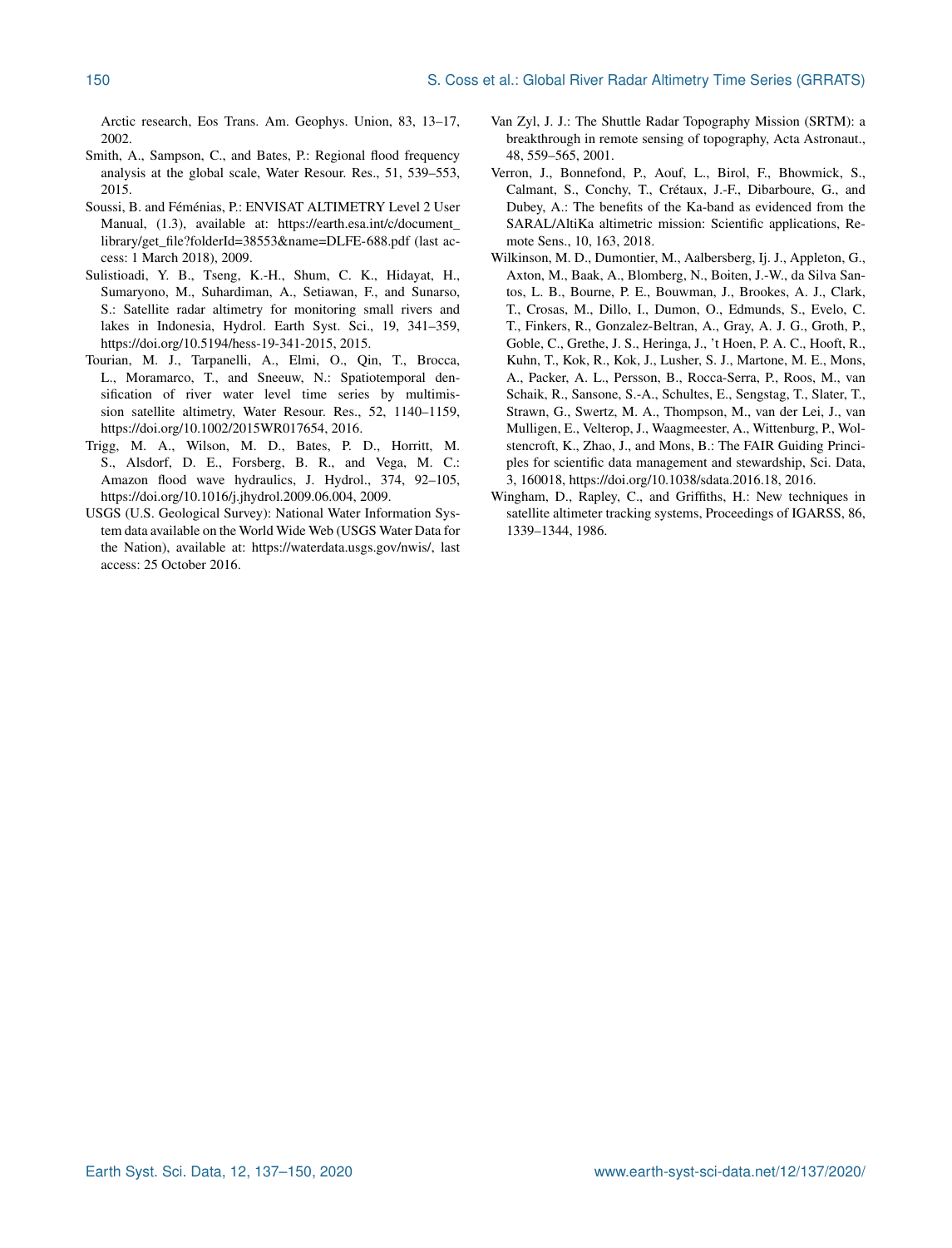Arctic research, Eos Trans. Am. Geophys. Union, 83, 13–17, 2002.

Smith, A., Sampson, C., and Bates, P.: Regional flood frequency analysis at the global scale, Water Resour. Res., 51, 539–553, 2015.

Soussi, B. and Féménias, P.: ENVISAT ALTIMETRY Level 2 User Manual, (1.3), available at: https://earth.esa.int/c/document_library/get_file?folderId=38553&name=DLFE-688.pdf (last access: 1 March 2018), 2009.

Sulistioadi, Y. B., Tseng, K.-H., Shum, C. K., Hidayat, H., Sumaryono, M., Suhardiman, A., Setiawan, F., and Sunarso, S.: Satellite radar altimetry for monitoring small rivers and lakes in Indonesia, Hydrol. Earth Syst. Sci., 19, 341–359, https://doi.org/10.5194/hess-19-341-2015, 2015.

Tourian, M. J., Tarpanelli, A., Elmi, O., Qin, T., Brocca, L., Moramarco, T., and Sneeuw, N.: Spatiotemporal densification of river water level time series by multimission satellite altimetry, Water Resour. Res., 52, 1140–1159, https://doi.org/10.1002/2015WR017654, 2016.

Trigg, M. A., Wilson, M. D., Bates, P. D., Horritt, M. S., Alsdorf, D. E., Forsberg, B. R., and Vega, M. C.: Amazon flood wave hydraulics, J. Hydrol., 374, 92–105, https://doi.org/10.1016/j.jhydrol.2009.06.004, 2009.

USGS (U.S. Geological Survey): National Water Information System data available on the World Wide Web (USGS Water Data for the Nation), available at: https://waterdata.usgs.gov/nwis/, last access: 25 October 2016.

Van Zyl, J. J.: The Shuttle Radar Topography Mission (SRTM): a breakthrough in remote sensing of topography, Acta Astronaut., 48, 559–565, 2001.

Verron, J., Bonnefond, P., Aouf, L., Birol, F., Bhowmick, S., Calmant, S., Conchy, T., Crétaux, J.-F., Dibarboure, G., and Dubey, A.: The benefits of the Ka-band as evidenced from the SARAL/AltiKa altimetric mission: Scientific applications, Remote Sens., 10, 163, 2018.

Wilkinson, M. D., Dumontier, M., Aalbersberg, Ij. J., Appleton, G., Axton, M., Baak, A., Blomberg, N., Boiten, J.-W., da Silva Santos, L. B., Bourne, P. E., Bouwman, J., Brookes, A. J., Clark, T., Crosas, M., Dillo, I., Dumon, O., Edmunds, S., Evelo, C. T., Finkers, R., Gonzalez-Beltran, A., Gray, A. J. G., Groth, P., Goble, C., Grethe, J. S., Heringa, J., 't Hoen, P. A. C., Hooft, R., Kuhn, T., Kok, R., Kok, J., Lusher, S. J., Martone, M. E., Mons, A., Packer, A. L., Persson, B., Rocca-Serra, P., Roos, M., van Schaik, R., Sansone, S.-A., Schultes, E., Sengstag, T., Slater, T., Strawn, G., Swertz, M. A., Thompson, M., van der Lei, J., van Mulligen, E., Velterop, J., Waagmeester, A., Wittenburg, P., Wolstencroft, K., Zhao, J., and Mons, B.: The FAIR Guiding Principles for scientific data management and stewardship, Sci. Data, 3, 160018, https://doi.org/10.1038/sdata.2016.18, 2016.

Wingham, D., Rapley, C., and Griffiths, H.: New techniques in satellite altimeter tracking systems, Proceedings of IGARSS, 86, 1339–1344, 1986.